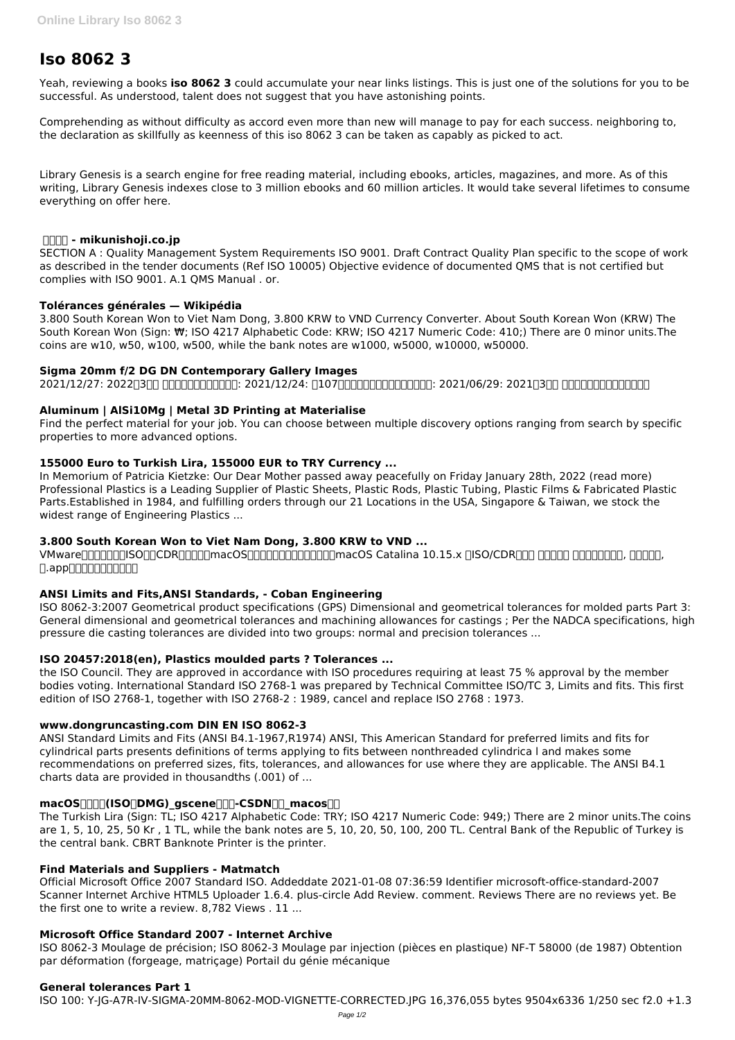# Iso 8062 3

Yeah, reviewing a books **iso 8062 3** could accumulate your near links listings. This is just one of the solutions for you to be successful. As understood, talent does not suggest that you have astonishing points.

Comprehending as without difficulty as accord even more than new will manage to pay for each success. neighboring to, the declaration as skillfully as keenness of this iso 8062 3 can be taken as capably as picked to act.

Library Genesis is a search engine for free reading material, including ebooks, articles, magazines, and more. As of this writing, Library Genesis indexes close to 3 million ebooks and 60 million articles. It would take several lifetimes to consume everything on offer here.

### □□□□ - mikunishoji.co.jp

SECTION A : Quality Management System Requirements ISO 9001. Draft Contract Quality Plan specific to the scope of work as described in the tender documents (Ref ISO 10005) Objective evidence of documented QMS that is not certified but complies with ISO 9001. A.1 QMS Manual . or.

### Tolérances générales — Wikipédia

3.800 South Korean Won to Viet Nam Dong, 3.800 KRW to VND Currency Converter. About South Korean Won (KRW) The South Korean Won (Sign: ₩; ISO 4217 Alphabetic Code: KRW; ISO 4217 Numeric Code: 410;) There are 0 minor units.The coins are w10, w50, w100, w500, while the bank notes are w1000, w5000, w10000, w50000.

### Sigma 20mm f/2 DG DN Contemporary Gallery Images

2021/12/27: 2022年3月期 第２四半期報告書を掲載: 2021/12/24: 第107期中間報告書（株主通信）を掲載: 2021/06/29: 2021年3月期 有価証券報告書・内部統制報告書

### Aluminum | AlSi10Mg | Metal 3D Printing at Materialise

Find the perfect material for your job. You can choose between multiple discovery options ranging from search by specific properties to more advanced options.

### 155000 Euro to Turkish Lira, 155000 EUR to TRY Currency ...

In Memorium of Patricia Kietzke: Our Dear Mother passed away peacefully on Friday January 28th, 2022 (read more) Professional Plastics is a Leading Supplier of Plastic Sheets, Plastic Rods, Plastic Tubing, Plastic Films & Fabricated Plastic Parts.Established in 1984, and fulfilling orders through our 21 Locations in the USA, Singapore & Taiwan, we stock the widest range of Engineering Plastics ...

### 3.800 South Korean Won to Viet Nam Dong, 3.800 KRW to VND ...

VMware虚拟机需要使用ISO或者CDR格式的文件macOS镜像，由于苹果官网只提供了macOS Catalina 10.15.x 的ISO/CDR镜像， 因此需要先 制作镜像文件安装包, 把制作好的, 的.app文件转换成镜像文件格式

### ANSI Limits and Fits,ANSI Standards, - Coban Engineering

ISO 8062-3:2007 Geometrical product specifications (GPS) Dimensional and geometrical tolerances for molded parts Part 3: General dimensional and geometrical tolerances and machining allowances for castings ; Per the NADCA specifications, high pressure die casting tolerances are divided into two groups: normal and precision tolerances ...

### ISO 20457:2018(en), Plastics moulded parts ? Tolerances ...

the ISO Council. They are approved in accordance with ISO procedures requiring at least 75 % approval by the member bodies voting. International Standard ISO 2768-1 was prepared by Technical Committee ISO/TC 3, Limits and fits. This first edition of ISO 2768-1, together with ISO 2768-2 : 1989, cancel and replace ISO 2768 : 1973.

### www.dongruncasting.com DIN EN ISO 8062-3

ANSI Standard Limits and Fits (ANSI B4.1-1967,R1974) ANSI, This American Standard for preferred limits and fits for cylindrical parts presents definitions of terms applying to fits between nonthreaded cylindrica l and makes some recommendations on preferred sizes, fits, tolerances, and allowances for use where they are applicable. The ANSI B4.1 charts data are provided in thousandths (.001) of ...

### macOS镜像下载(ISO、DMG)_gscene的博客-CSDN博客_macos镜像

The Turkish Lira (Sign: TL; ISO 4217 Alphabetic Code: TRY; ISO 4217 Numeric Code: 949;) There are 2 minor units.The coins are 1, 5, 10, 25, 50 Kr , 1 TL, while the bank notes are 5, 10, 20, 50, 100, 200 TL. Central Bank of the Republic of Turkey is the central bank. CBRT Banknote Printer is the printer.

### Find Materials and Suppliers - Matmatch

Official Microsoft Office 2007 Standard ISO. Addeddate 2021-01-08 07:36:59 Identifier microsoft-office-standard-2007 Scanner Internet Archive HTML5 Uploader 1.6.4. plus-circle Add Review. comment. Reviews There are no reviews yet. Be the first one to write a review. 8,782 Views . 11 ...

### Microsoft Office Standard 2007 - Internet Archive

ISO 8062-3 Moulage de précision; ISO 8062-3 Moulage par injection (pièces en plastique) NF-T 58000 (de 1987) Obtention par déformation (forgeage, matriçage) Portail du génie mécanique

### General tolerances Part 1

ISO 100: Y-JG-A7R-IV-SIGMA-20MM-8062-MOD-VIGNETTE-CORRECTED.JPG 16,376,055 bytes 9504x6336 1/250 sec f2.0 +1.3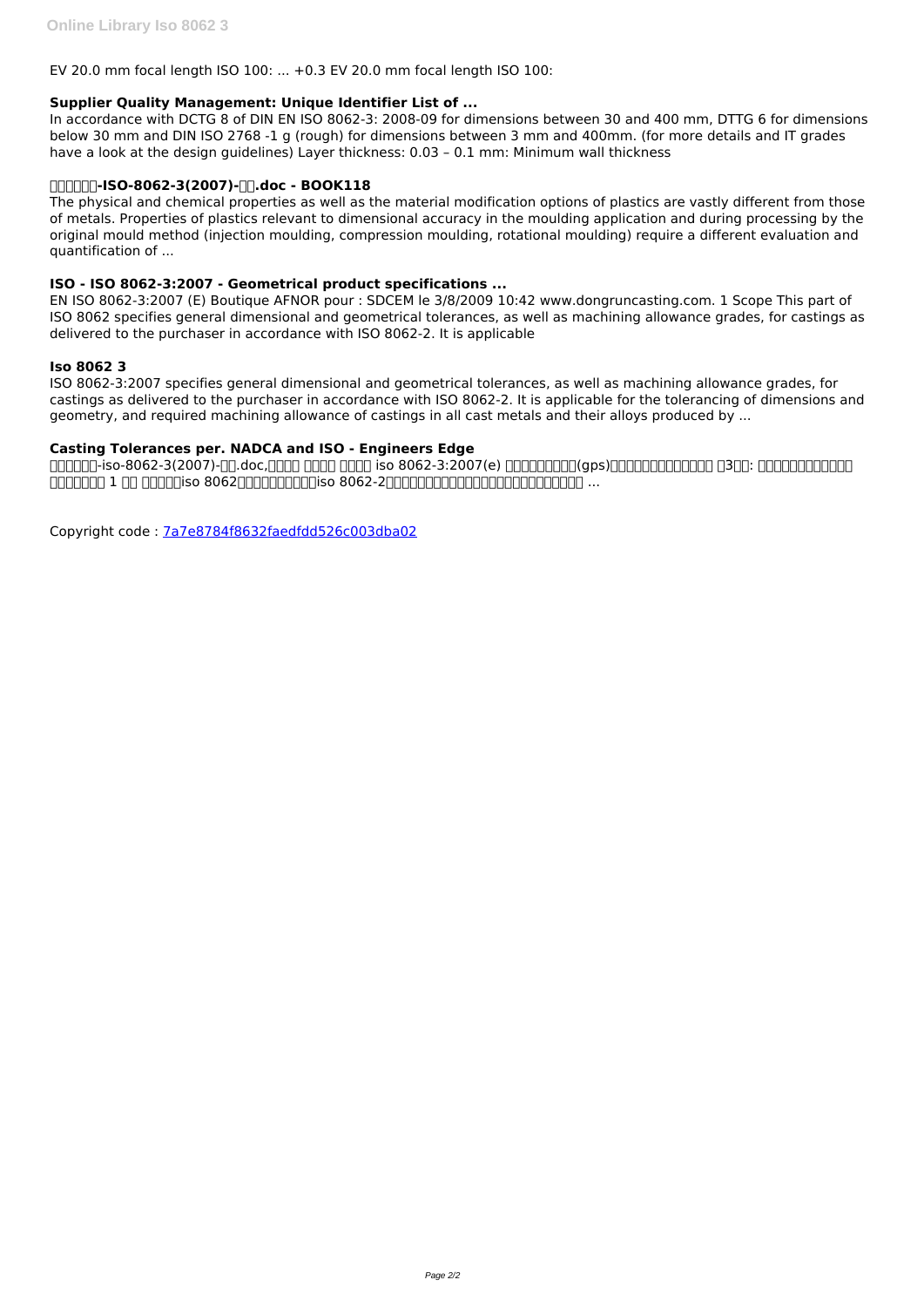EV 20.0 mm focal length ISO 100: ... +0.3 EV 20.0 mm focal length ISO 100:

### Supplier Quality Management: Unique Identifier List of ...

In accordance with DCTG 8 of DIN EN ISO 8062-3: 2008-09 for dimensions between 30 and 400 mm, DTTG 6 for dimensions below 30 mm and DIN ISO 2768 -1 g (rough) for dimensions between 3 mm and 400mm. (for more details and IT grades have a look at the design guidelines) Layer thickness: 0.03 – 0.1 mm: Minimum wall thickness

### □□□□□□-ISO-8062-3(2007)-□□.doc - BOOK118

The physical and chemical properties as well as the material modification options of plastics are vastly different from those of metals. Properties of plastics relevant to dimensional accuracy in the moulding application and during processing by the original mould method (injection moulding, compression moulding, rotational moulding) require a different evaluation and quantification of ...

### ISO - ISO 8062-3:2007 - Geometrical product specifications ...

EN ISO 8062-3:2007 (E) Boutique AFNOR pour : SDCEM le 3/8/2009 10:42 www.dongruncasting.com. 1 Scope This part of ISO 8062 specifies general dimensional and geometrical tolerances, as well as machining allowance grades, for castings as delivered to the purchaser in accordance with ISO 8062-2. It is applicable

### Iso 8062 3

ISO 8062-3:2007 specifies general dimensional and geometrical tolerances, as well as machining allowance grades, for castings as delivered to the purchaser in accordance with ISO 8062-2. It is applicable for the tolerancing of dimensions and geometry, and required machining allowance of castings in all cast metals and their alloys produced by ...

### Casting Tolerances per. NADCA and ISO - Engineers Edge

□□□□□□-iso-8062-3(2007)-□□.doc,□□□□ □□□□ □□□□ iso 8062-3:2007(e) □□□□□□□□□(gps)□□□□□□□□□□□□□ □3□□: □□□□□□□□□□□ □□□□□□□ 1 □□ □□□□□iso 8062□□□□□□□□□□iso 8062-2□□□□□□□□□□□□□□□□□□□□□□□ ...

Copyright code : 7a7e8784f8632faedfdd526c003dba02